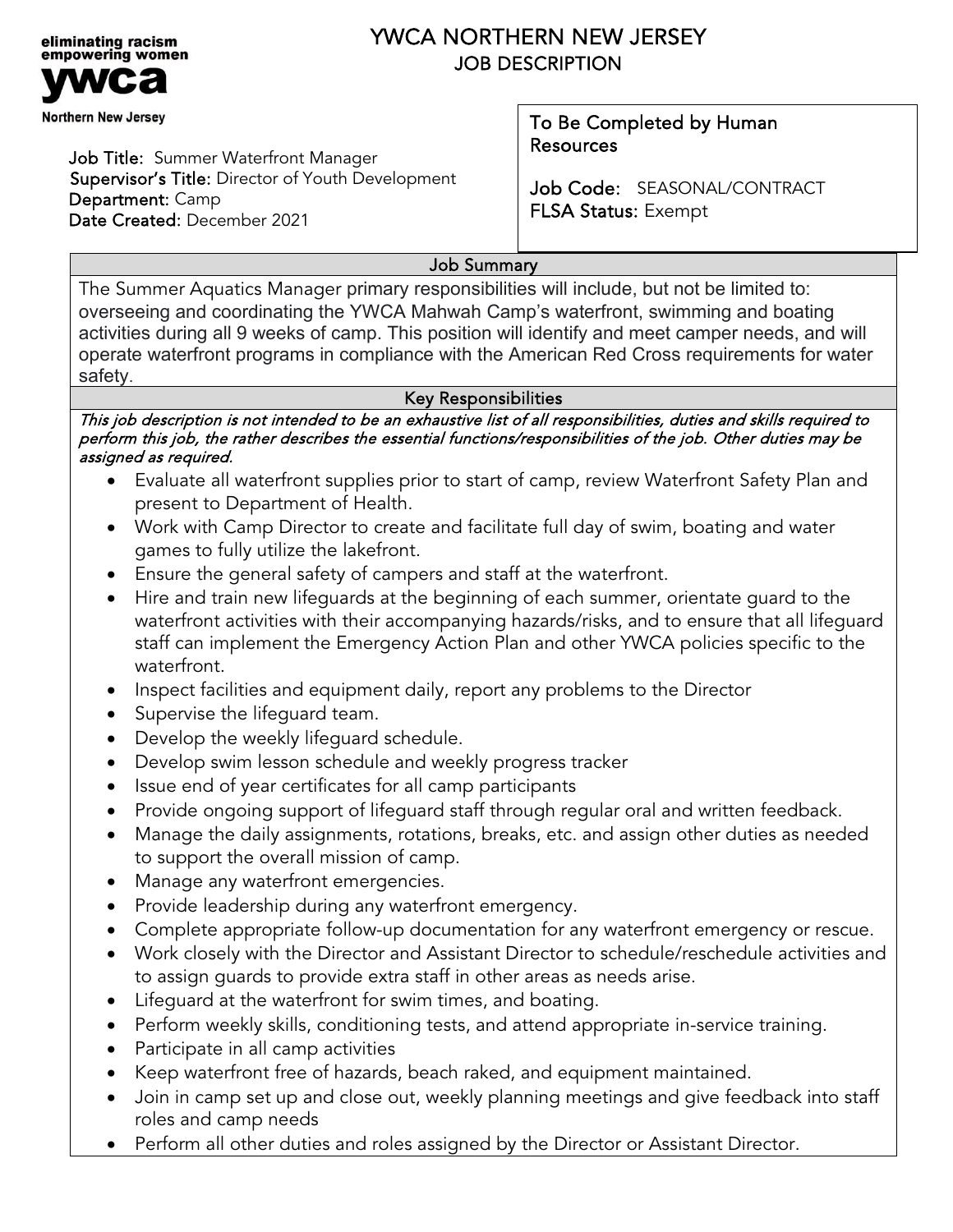eliminating racism
empowering women
**ywca**
Northern New Jersey

# YWCA NORTHERN NEW JERSEY
## JOB DESCRIPTION

**Job Title:** Summer Waterfront Manager
**Supervisor's Title:** Director of Youth Development
**Department:** Camp
**Date Created:** December 2021

**To Be Completed by Human Resources**

**Job Code:** SEASONAL/CONTRACT
**FLSA Status:** Exempt

### Job Summary

The Summer Aquatics Manager primary responsibilities will include, but not be limited to: overseeing and coordinating the YWCA Mahwah Camp's waterfront, swimming and boating activities during all 9 weeks of camp. This position will identify and meet camper needs, and will operate waterfront programs in compliance with the American Red Cross requirements for water safety.

### Key Responsibilities

*This job description is not intended to be an exhaustive list of all responsibilities, duties and skills required to perform this job, the rather describes the essential functions/responsibilities of the job. Other duties may be assigned as required.*

- Evaluate all waterfront supplies prior to start of camp, review Waterfront Safety Plan and present to Department of Health.
- Work with Camp Director to create and facilitate full day of swim, boating and water games to fully utilize the lakefront.
- Ensure the general safety of campers and staff at the waterfront.
- Hire and train new lifeguards at the beginning of each summer, orientate guard to the waterfront activities with their accompanying hazards/risks, and to ensure that all lifeguard staff can implement the Emergency Action Plan and other YWCA policies specific to the waterfront.
- Inspect facilities and equipment daily, report any problems to the Director
- Supervise the lifeguard team.
- Develop the weekly lifeguard schedule.
- Develop swim lesson schedule and weekly progress tracker
- Issue end of year certificates for all camp participants
- Provide ongoing support of lifeguard staff through regular oral and written feedback.
- Manage the daily assignments, rotations, breaks, etc. and assign other duties as needed to support the overall mission of camp.
- Manage any waterfront emergencies.
- Provide leadership during any waterfront emergency.
- Complete appropriate follow-up documentation for any waterfront emergency or rescue.
- Work closely with the Director and Assistant Director to schedule/reschedule activities and to assign guards to provide extra staff in other areas as needs arise.
- Lifeguard at the waterfront for swim times, and boating.
- Perform weekly skills, conditioning tests, and attend appropriate in-service training.
- Participate in all camp activities
- Keep waterfront free of hazards, beach raked, and equipment maintained.
- Join in camp set up and close out, weekly planning meetings and give feedback into staff roles and camp needs
- Perform all other duties and roles assigned by the Director or Assistant Director.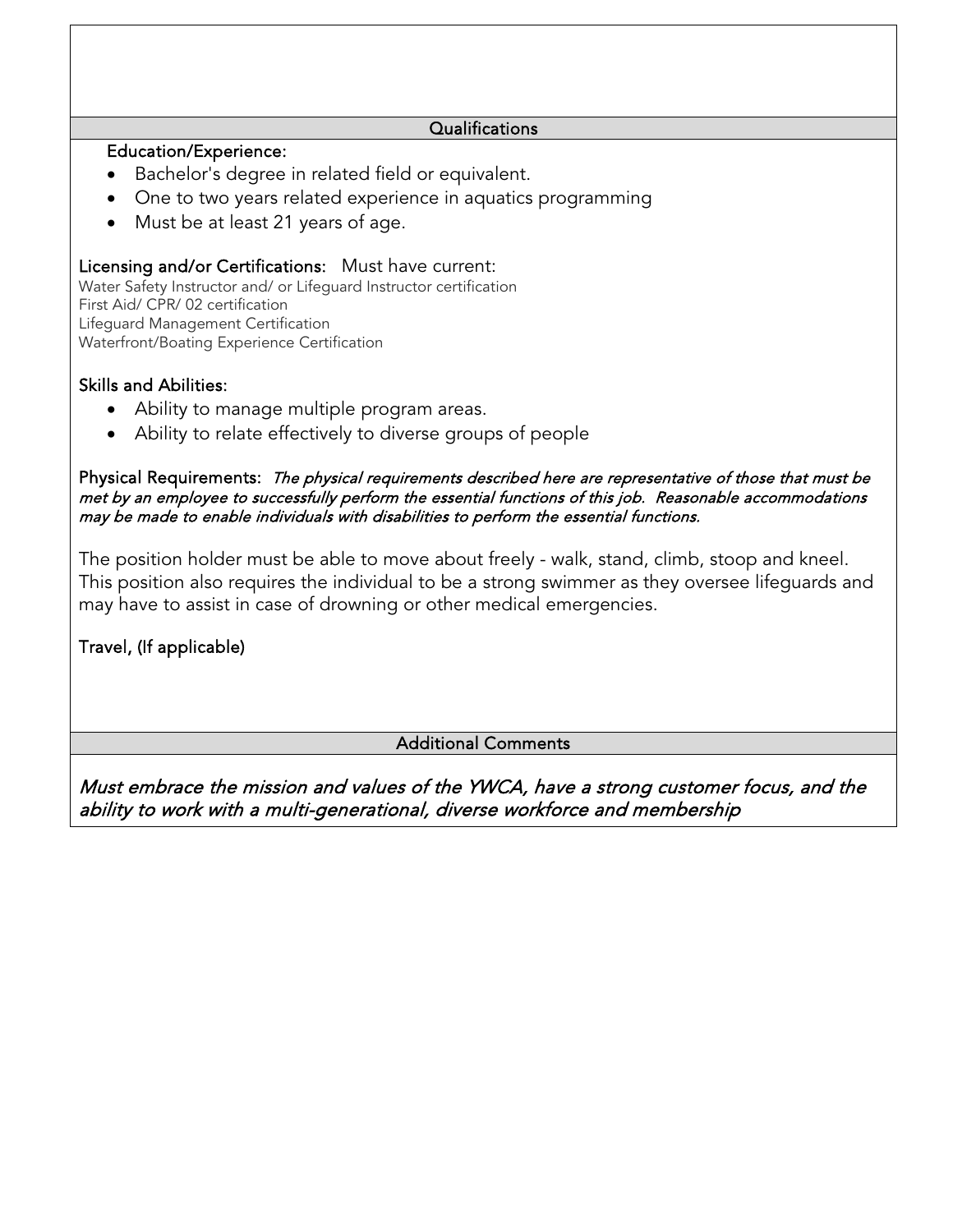## Qualifications

**Education/Experience:**

- Bachelor's degree in related field or equivalent.
- One to two years related experience in aquatics programming
- Must be at least 21 years of age.

**Licensing and/or Certifications:** Must have current:

Water Safety Instructor and/ or Lifeguard Instructor certification
First Aid/ CPR/ 02 certification
Lifeguard Management Certification
Waterfront/Boating Experience Certification

**Skills and Abilities:**

- Ability to manage multiple program areas.
- Ability to relate effectively to diverse groups of people

**Physical Requirements:** *The physical requirements described here are representative of those that must be met by an employee to successfully perform the essential functions of this job. Reasonable accommodations may be made to enable individuals with disabilities to perform the essential functions.*

The position holder must be able to move about freely - walk, stand, climb, stoop and kneel. This position also requires the individual to be a strong swimmer as they oversee lifeguards and may have to assist in case of drowning or other medical emergencies.

**Travel, (If applicable)**

## Additional Comments

*Must embrace the mission and values of the YWCA, have a strong customer focus, and the ability to work with a multi-generational, diverse workforce and membership*